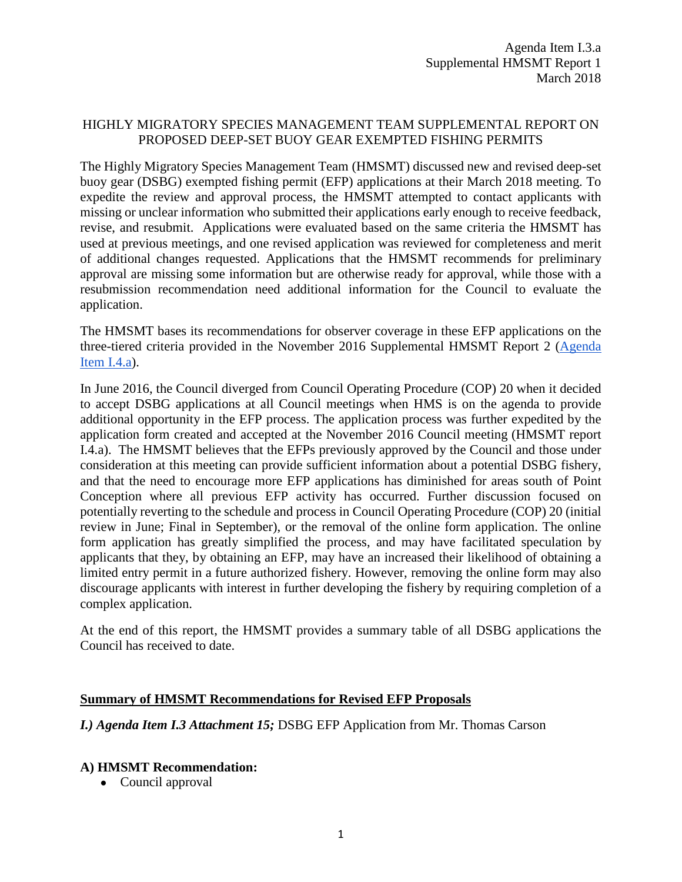Agenda Item I.3.a
Supplemental HMSMT Report 1
March 2018

## HIGHLY MIGRATORY SPECIES MANAGEMENT TEAM SUPPLEMENTAL REPORT ON PROPOSED DEEP-SET BUOY GEAR EXEMPTED FISHING PERMITS

The Highly Migratory Species Management Team (HMSMT) discussed new and revised deep-set buoy gear (DSBG) exempted fishing permit (EFP) applications at their March 2018 meeting. To expedite the review and approval process, the HMSMT attempted to contact applicants with missing or unclear information who submitted their applications early enough to receive feedback, revise, and resubmit. Applications were evaluated based on the same criteria the HMSMT has used at previous meetings, and one revised application was reviewed for completeness and merit of additional changes requested. Applications that the HMSMT recommends for preliminary approval are missing some information but are otherwise ready for approval, while those with a resubmission recommendation need additional information for the Council to evaluate the application.

The HMSMT bases its recommendations for observer coverage in these EFP applications on the three-tiered criteria provided in the November 2016 Supplemental HMSMT Report 2 (Agenda Item I.4.a).

In June 2016, the Council diverged from Council Operating Procedure (COP) 20 when it decided to accept DSBG applications at all Council meetings when HMS is on the agenda to provide additional opportunity in the EFP process. The application process was further expedited by the application form created and accepted at the November 2016 Council meeting (HMSMT report I.4.a). The HMSMT believes that the EFPs previously approved by the Council and those under consideration at this meeting can provide sufficient information about a potential DSBG fishery, and that the need to encourage more EFP applications has diminished for areas south of Point Conception where all previous EFP activity has occurred. Further discussion focused on potentially reverting to the schedule and process in Council Operating Procedure (COP) 20 (initial review in June; Final in September), or the removal of the online form application. The online form application has greatly simplified the process, and may have facilitated speculation by applicants that they, by obtaining an EFP, may have an increased their likelihood of obtaining a limited entry permit in a future authorized fishery. However, removing the online form may also discourage applicants with interest in further developing the fishery by requiring completion of a complex application.

At the end of this report, the HMSMT provides a summary table of all DSBG applications the Council has received to date.

### Summary of HMSMT Recommendations for Revised EFP Proposals

***I.) Agenda Item I.3 Attachment 15;*** DSBG EFP Application from Mr. Thomas Carson

#### A) HMSMT Recommendation:

- Council approval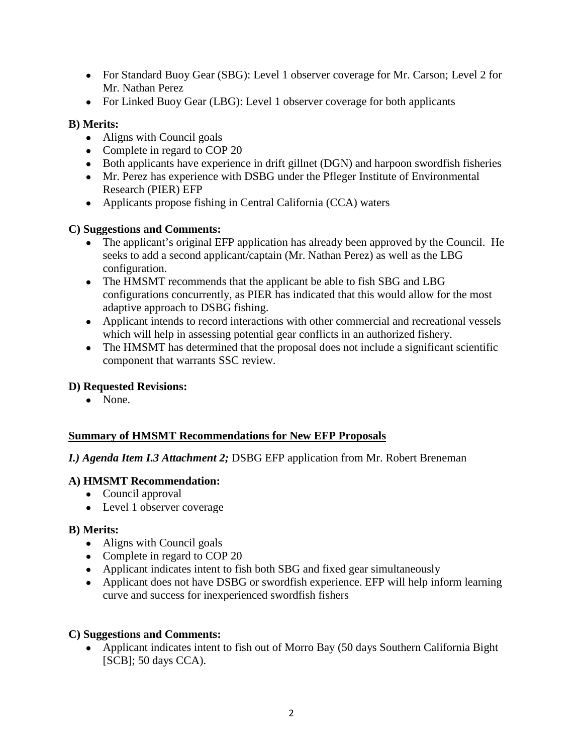- For Standard Buoy Gear (SBG): Level 1 observer coverage for Mr. Carson; Level 2 for Mr. Nathan Perez
- For Linked Buoy Gear (LBG): Level 1 observer coverage for both applicants

**B) Merits:**

- Aligns with Council goals
- Complete in regard to COP 20
- Both applicants have experience in drift gillnet (DGN) and harpoon swordfish fisheries
- Mr. Perez has experience with DSBG under the Pfleger Institute of Environmental Research (PIER) EFP
- Applicants propose fishing in Central California (CCA) waters

**C) Suggestions and Comments:**

- The applicant's original EFP application has already been approved by the Council. He seeks to add a second applicant/captain (Mr. Nathan Perez) as well as the LBG configuration.
- The HMSMT recommends that the applicant be able to fish SBG and LBG configurations concurrently, as PIER has indicated that this would allow for the most adaptive approach to DSBG fishing.
- Applicant intends to record interactions with other commercial and recreational vessels which will help in assessing potential gear conflicts in an authorized fishery.
- The HMSMT has determined that the proposal does not include a significant scientific component that warrants SSC review.

**D) Requested Revisions:**

- None.

**<u>Summary of HMSMT Recommendations for New EFP Proposals</u>**

***I.) Agenda Item I.3 Attachment 2;*** DSBG EFP application from Mr. Robert Breneman

**A) HMSMT Recommendation:**

- Council approval
- Level 1 observer coverage

**B) Merits:**

- Aligns with Council goals
- Complete in regard to COP 20
- Applicant indicates intent to fish both SBG and fixed gear simultaneously
- Applicant does not have DSBG or swordfish experience. EFP will help inform learning curve and success for inexperienced swordfish fishers

**C) Suggestions and Comments:**

- Applicant indicates intent to fish out of Morro Bay (50 days Southern California Bight [SCB]; 50 days CCA).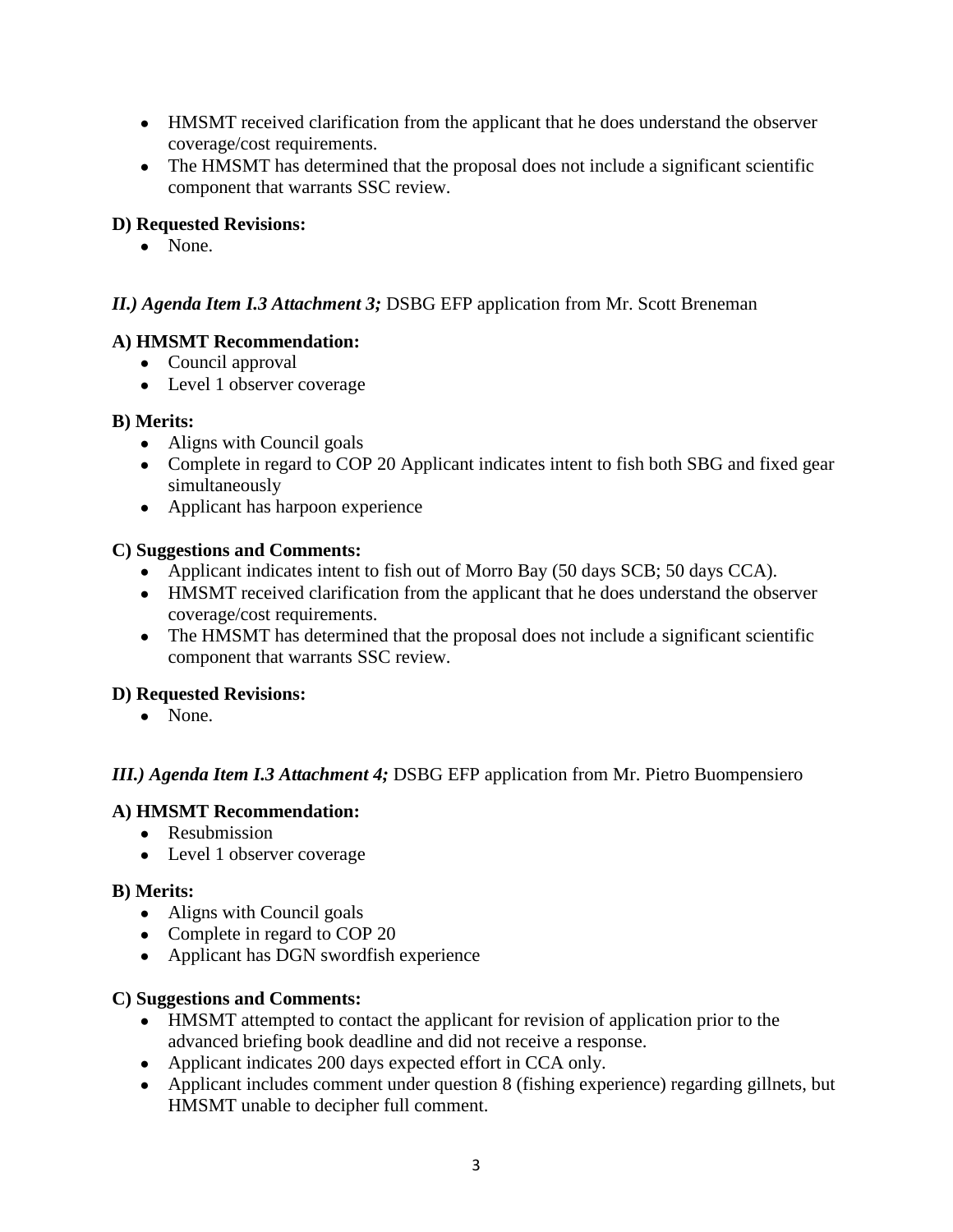- HMSMT received clarification from the applicant that he does understand the observer coverage/cost requirements.
- The HMSMT has determined that the proposal does not include a significant scientific component that warrants SSC review.

**D) Requested Revisions:**

- None.

***II.) Agenda Item I.3 Attachment 3;*** DSBG EFP application from Mr. Scott Breneman

**A) HMSMT Recommendation:**

- Council approval
- Level 1 observer coverage

**B) Merits:**

- Aligns with Council goals
- Complete in regard to COP 20 Applicant indicates intent to fish both SBG and fixed gear simultaneously
- Applicant has harpoon experience

**C) Suggestions and Comments:**

- Applicant indicates intent to fish out of Morro Bay (50 days SCB; 50 days CCA).
- HMSMT received clarification from the applicant that he does understand the observer coverage/cost requirements.
- The HMSMT has determined that the proposal does not include a significant scientific component that warrants SSC review.

**D) Requested Revisions:**

- None.

***III.) Agenda Item I.3 Attachment 4;*** DSBG EFP application from Mr. Pietro Buompensiero

**A) HMSMT Recommendation:**

- Resubmission
- Level 1 observer coverage

**B) Merits:**

- Aligns with Council goals
- Complete in regard to COP 20
- Applicant has DGN swordfish experience

**C) Suggestions and Comments:**

- HMSMT attempted to contact the applicant for revision of application prior to the advanced briefing book deadline and did not receive a response.
- Applicant indicates 200 days expected effort in CCA only.
- Applicant includes comment under question 8 (fishing experience) regarding gillnets, but HMSMT unable to decipher full comment.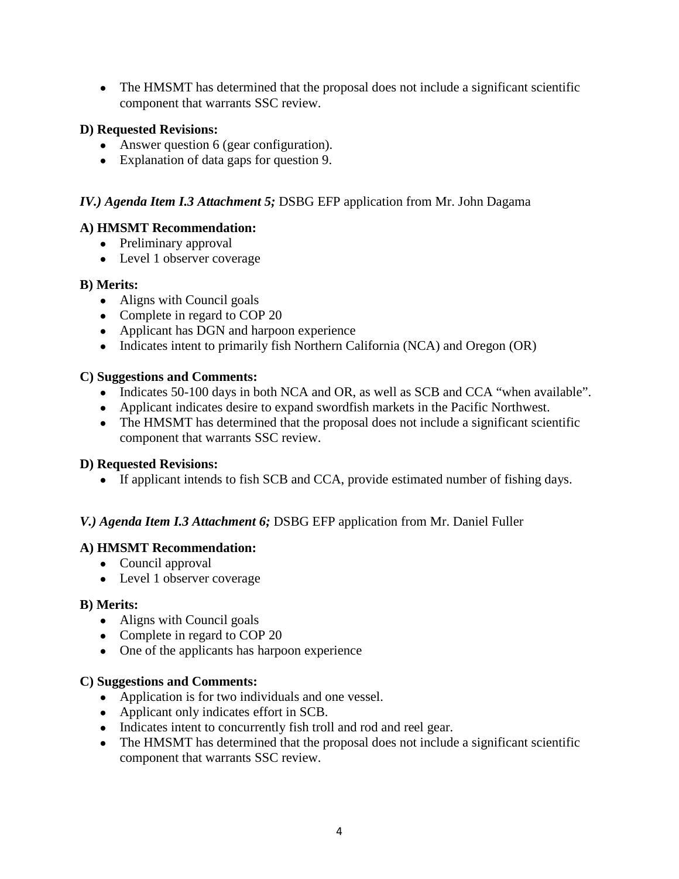- The HMSMT has determined that the proposal does not include a significant scientific component that warrants SSC review.

**D) Requested Revisions:**

- Answer question 6 (gear configuration).
- Explanation of data gaps for question 9.

### *IV.) Agenda Item I.3 Attachment 5;* DSBG EFP application from Mr. John Dagama

**A) HMSMT Recommendation:**

- Preliminary approval
- Level 1 observer coverage

**B) Merits:**

- Aligns with Council goals
- Complete in regard to COP 20
- Applicant has DGN and harpoon experience
- Indicates intent to primarily fish Northern California (NCA) and Oregon (OR)

**C) Suggestions and Comments:**

- Indicates 50-100 days in both NCA and OR, as well as SCB and CCA "when available".
- Applicant indicates desire to expand swordfish markets in the Pacific Northwest.
- The HMSMT has determined that the proposal does not include a significant scientific component that warrants SSC review.

**D) Requested Revisions:**

- If applicant intends to fish SCB and CCA, provide estimated number of fishing days.

### *V.) Agenda Item I.3 Attachment 6;* DSBG EFP application from Mr. Daniel Fuller

**A) HMSMT Recommendation:**

- Council approval
- Level 1 observer coverage

**B) Merits:**

- Aligns with Council goals
- Complete in regard to COP 20
- One of the applicants has harpoon experience

**C) Suggestions and Comments:**

- Application is for two individuals and one vessel.
- Applicant only indicates effort in SCB.
- Indicates intent to concurrently fish troll and rod and reel gear.
- The HMSMT has determined that the proposal does not include a significant scientific component that warrants SSC review.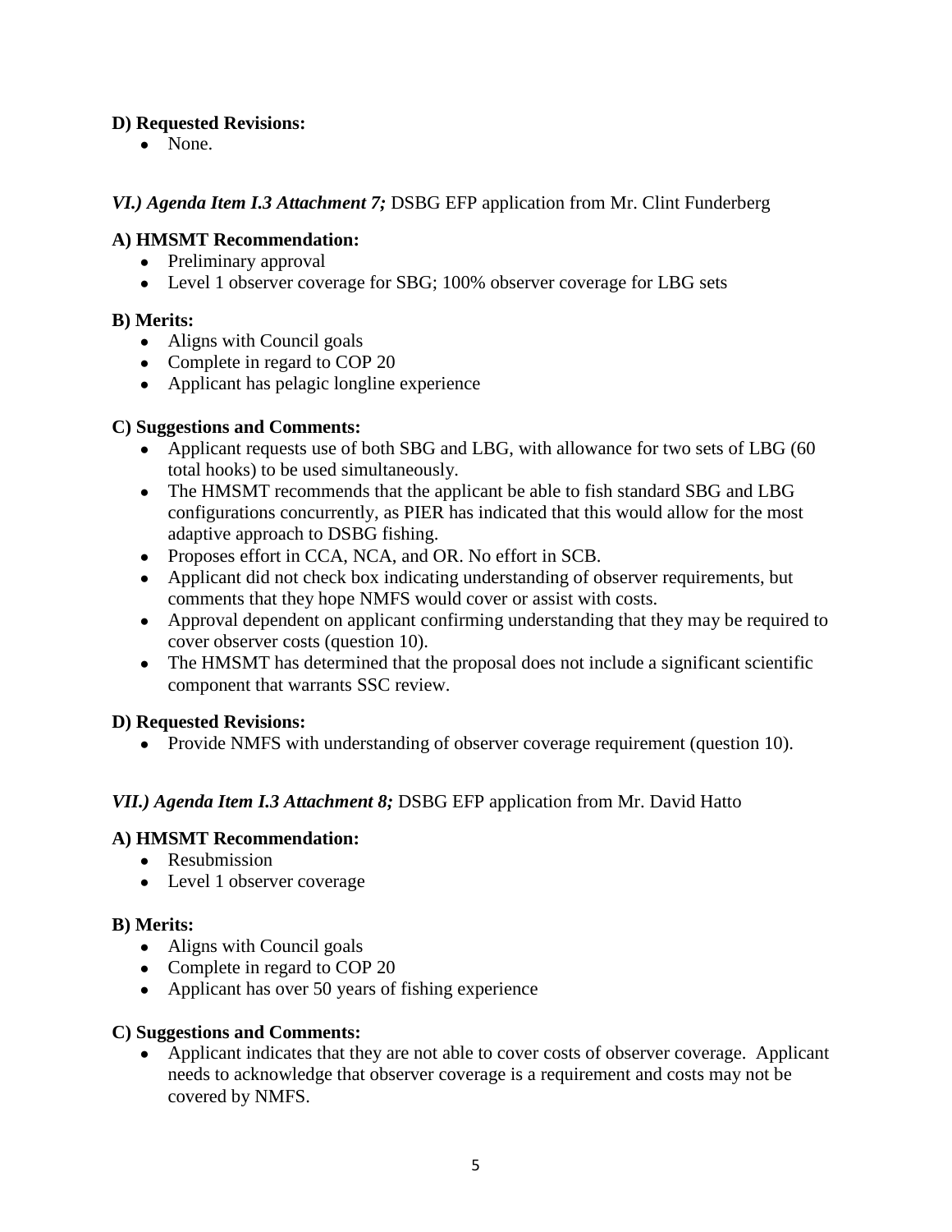**D) Requested Revisions:**

- None.

***VI.) Agenda Item I.3 Attachment 7;*** DSBG EFP application from Mr. Clint Funderberg

**A) HMSMT Recommendation:**

- Preliminary approval
- Level 1 observer coverage for SBG; 100% observer coverage for LBG sets

**B) Merits:**

- Aligns with Council goals
- Complete in regard to COP 20
- Applicant has pelagic longline experience

**C) Suggestions and Comments:**

- Applicant requests use of both SBG and LBG, with allowance for two sets of LBG (60 total hooks) to be used simultaneously.
- The HMSMT recommends that the applicant be able to fish standard SBG and LBG configurations concurrently, as PIER has indicated that this would allow for the most adaptive approach to DSBG fishing.
- Proposes effort in CCA, NCA, and OR. No effort in SCB.
- Applicant did not check box indicating understanding of observer requirements, but comments that they hope NMFS would cover or assist with costs.
- Approval dependent on applicant confirming understanding that they may be required to cover observer costs (question 10).
- The HMSMT has determined that the proposal does not include a significant scientific component that warrants SSC review.

**D) Requested Revisions:**

- Provide NMFS with understanding of observer coverage requirement (question 10).

***VII.) Agenda Item I.3 Attachment 8;*** DSBG EFP application from Mr. David Hatto

**A) HMSMT Recommendation:**

- Resubmission
- Level 1 observer coverage

**B) Merits:**

- Aligns with Council goals
- Complete in regard to COP 20
- Applicant has over 50 years of fishing experience

**C) Suggestions and Comments:**

- Applicant indicates that they are not able to cover costs of observer coverage. Applicant needs to acknowledge that observer coverage is a requirement and costs may not be covered by NMFS.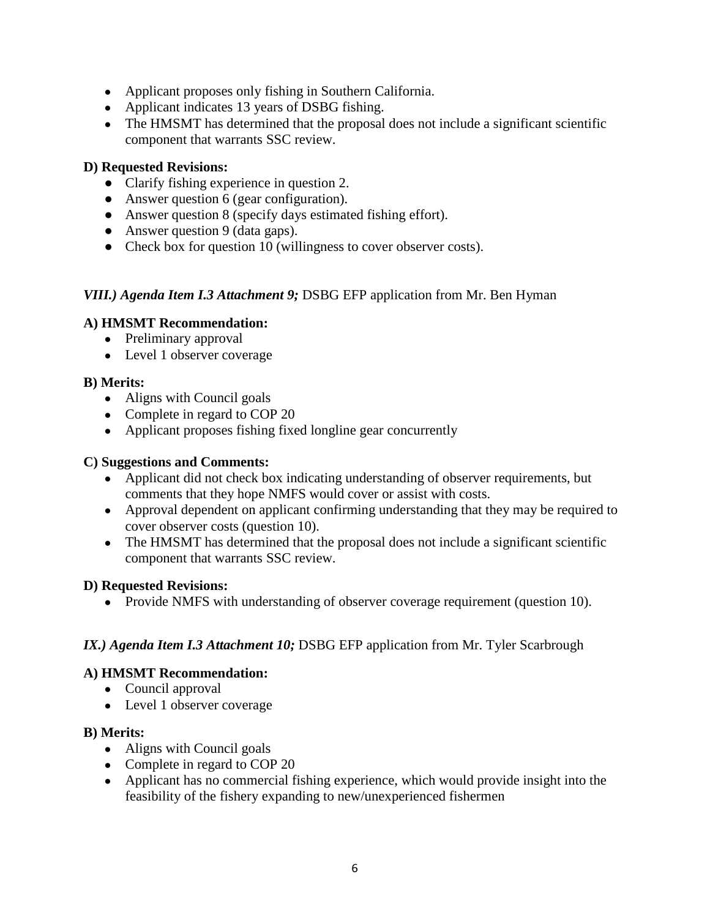- Applicant proposes only fishing in Southern California.
- Applicant indicates 13 years of DSBG fishing.
- The HMSMT has determined that the proposal does not include a significant scientific component that warrants SSC review.

**D) Requested Revisions:**

- Clarify fishing experience in question 2.
- Answer question 6 (gear configuration).
- Answer question 8 (specify days estimated fishing effort).
- Answer question 9 (data gaps).
- Check box for question 10 (willingness to cover observer costs).

***VIII.) Agenda Item I.3 Attachment 9;*** DSBG EFP application from Mr. Ben Hyman

**A) HMSMT Recommendation:**

- Preliminary approval
- Level 1 observer coverage

**B) Merits:**

- Aligns with Council goals
- Complete in regard to COP 20
- Applicant proposes fishing fixed longline gear concurrently

**C) Suggestions and Comments:**

- Applicant did not check box indicating understanding of observer requirements, but comments that they hope NMFS would cover or assist with costs.
- Approval dependent on applicant confirming understanding that they may be required to cover observer costs (question 10).
- The HMSMT has determined that the proposal does not include a significant scientific component that warrants SSC review.

**D) Requested Revisions:**

- Provide NMFS with understanding of observer coverage requirement (question 10).

***IX.) Agenda Item I.3 Attachment 10;*** DSBG EFP application from Mr. Tyler Scarbrough

**A) HMSMT Recommendation:**

- Council approval
- Level 1 observer coverage

**B) Merits:**

- Aligns with Council goals
- Complete in regard to COP 20
- Applicant has no commercial fishing experience, which would provide insight into the feasibility of the fishery expanding to new/unexperienced fishermen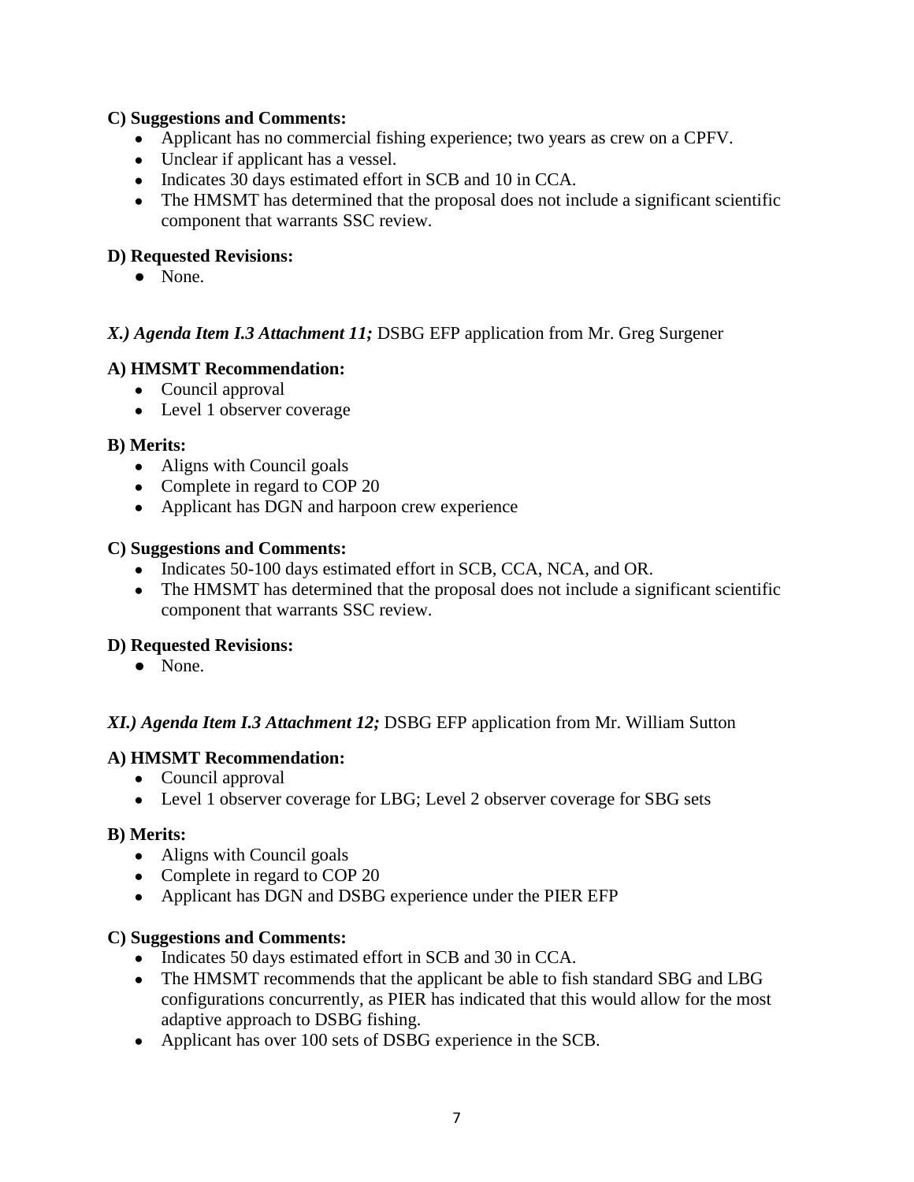**C) Suggestions and Comments:**

- Applicant has no commercial fishing experience; two years as crew on a CPFV.
- Unclear if applicant has a vessel.
- Indicates 30 days estimated effort in SCB and 10 in CCA.
- The HMSMT has determined that the proposal does not include a significant scientific component that warrants SSC review.

**D) Requested Revisions:**

- None.

***X.) Agenda Item I.3 Attachment 11;*** DSBG EFP application from Mr. Greg Surgener

**A) HMSMT Recommendation:**

- Council approval
- Level 1 observer coverage

**B) Merits:**

- Aligns with Council goals
- Complete in regard to COP 20
- Applicant has DGN and harpoon crew experience

**C) Suggestions and Comments:**

- Indicates 50-100 days estimated effort in SCB, CCA, NCA, and OR.
- The HMSMT has determined that the proposal does not include a significant scientific component that warrants SSC review.

**D) Requested Revisions:**

- None.

***XI.) Agenda Item I.3 Attachment 12;*** DSBG EFP application from Mr. William Sutton

**A) HMSMT Recommendation:**

- Council approval
- Level 1 observer coverage for LBG; Level 2 observer coverage for SBG sets

**B) Merits:**

- Aligns with Council goals
- Complete in regard to COP 20
- Applicant has DGN and DSBG experience under the PIER EFP

**C) Suggestions and Comments:**

- Indicates 50 days estimated effort in SCB and 30 in CCA.
- The HMSMT recommends that the applicant be able to fish standard SBG and LBG configurations concurrently, as PIER has indicated that this would allow for the most adaptive approach to DSBG fishing.
- Applicant has over 100 sets of DSBG experience in the SCB.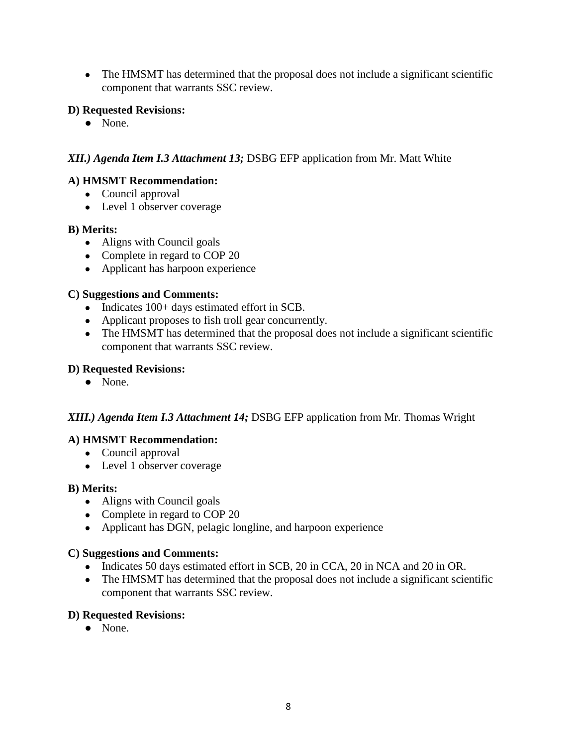- The HMSMT has determined that the proposal does not include a significant scientific component that warrants SSC review.

**D) Requested Revisions:**

- None.

***XII.) Agenda Item I.3 Attachment 13;*** DSBG EFP application from Mr. Matt White

**A) HMSMT Recommendation:**

- Council approval
- Level 1 observer coverage

**B) Merits:**

- Aligns with Council goals
- Complete in regard to COP 20
- Applicant has harpoon experience

**C) Suggestions and Comments:**

- Indicates 100+ days estimated effort in SCB.
- Applicant proposes to fish troll gear concurrently.
- The HMSMT has determined that the proposal does not include a significant scientific component that warrants SSC review.

**D) Requested Revisions:**

- None.

***XIII.) Agenda Item I.3 Attachment 14;*** DSBG EFP application from Mr. Thomas Wright

**A) HMSMT Recommendation:**

- Council approval
- Level 1 observer coverage

**B) Merits:**

- Aligns with Council goals
- Complete in regard to COP 20
- Applicant has DGN, pelagic longline, and harpoon experience

**C) Suggestions and Comments:**

- Indicates 50 days estimated effort in SCB, 20 in CCA, 20 in NCA and 20 in OR.
- The HMSMT has determined that the proposal does not include a significant scientific component that warrants SSC review.

**D) Requested Revisions:**

- None.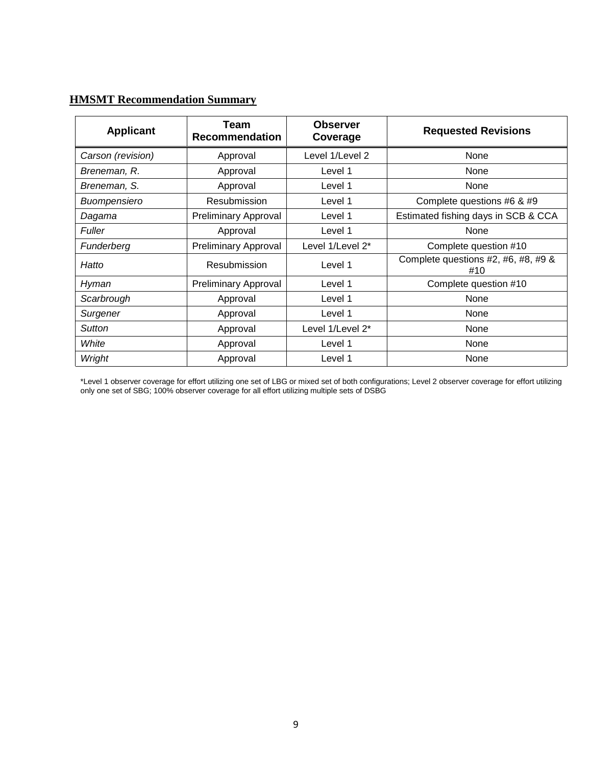## HMSMT Recommendation Summary

| Applicant | Team Recommendation | Observer Coverage | Requested Revisions |
|---|---|---|---|
| *Carson (revision)* | Approval | Level 1/Level 2 | None |
| *Breneman, R.* | Approval | Level 1 | None |
| *Breneman, S.* | Approval | Level 1 | None |
| *Buompensiero* | Resubmission | Level 1 | Complete questions #6 & #9 |
| *Dagama* | Preliminary Approval | Level 1 | Estimated fishing days in SCB & CCA |
| *Fuller* | Approval | Level 1 | None |
| *Funderberg* | Preliminary Approval | Level 1/Level 2* | Complete question #10 |
| *Hatto* | Resubmission | Level 1 | Complete questions #2, #6, #8, #9 & #10 |
| *Hyman* | Preliminary Approval | Level 1 | Complete question #10 |
| *Scarbrough* | Approval | Level 1 | None |
| *Surgener* | Approval | Level 1 | None |
| *Sutton* | Approval | Level 1/Level 2* | None |
| *White* | Approval | Level 1 | None |
| *Wright* | Approval | Level 1 | None |

*Level 1 observer coverage for effort utilizing one set of LBG or mixed set of both configurations; Level 2 observer coverage for effort utilizing only one set of SBG; 100% observer coverage for all effort utilizing multiple sets of DSBG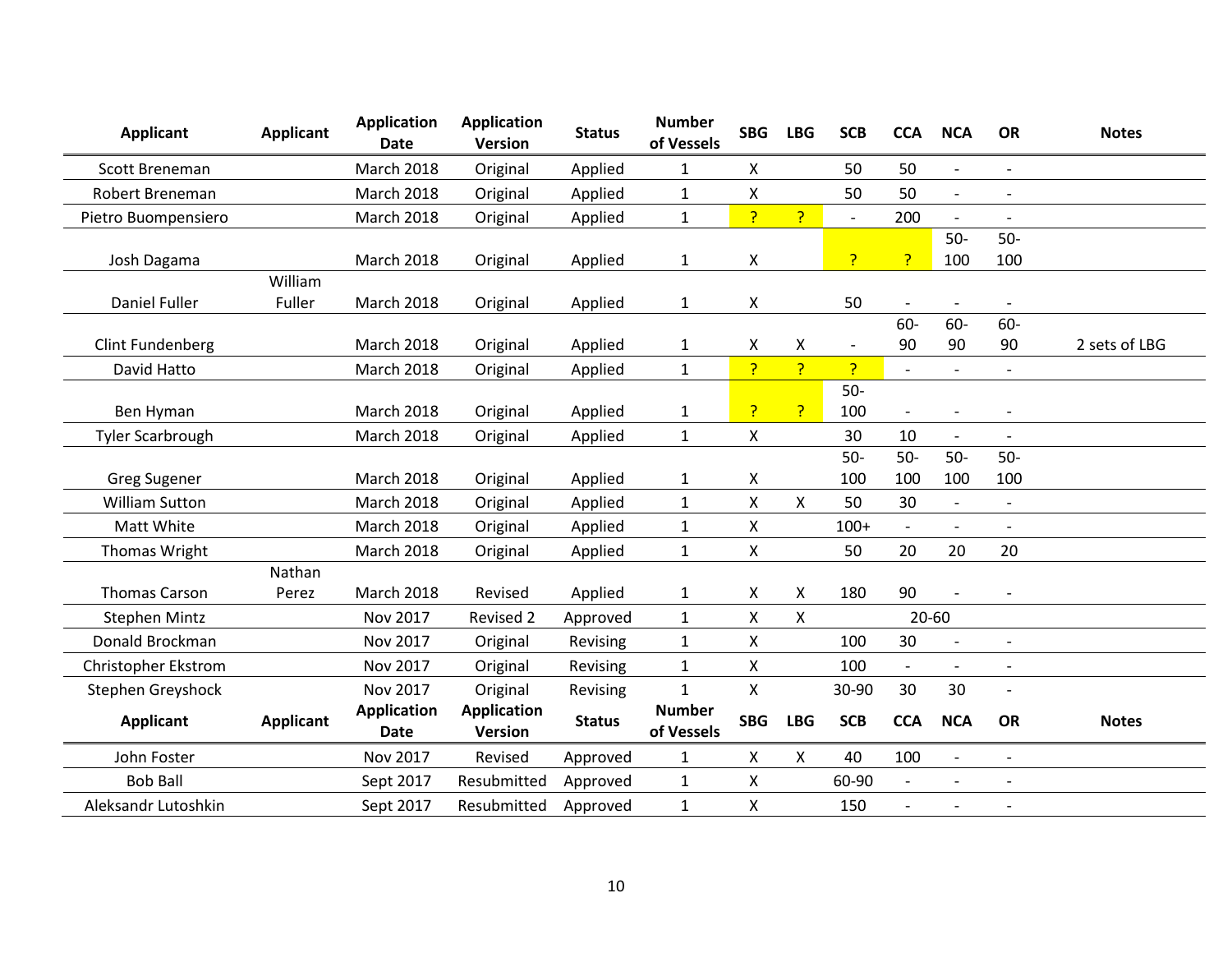| Applicant | Applicant | Application Date | Application Version | Status | Number of Vessels | SBG | LBG | SCB | CCA | NCA | OR | Notes |
|---|---|---|---|---|---|---|---|---|---|---|---|---|
| Scott Breneman | | March 2018 | Original | Applied | 1 | X | | 50 | 50 | - | - | |
| Robert Breneman | | March 2018 | Original | Applied | 1 | X | | 50 | 50 | - | - | |
| Pietro Buompensiero | | March 2018 | Original | Applied | 1 | ? | ? | - | 200 | - | - | |
| Josh Dagama | | March 2018 | Original | Applied | 1 | X | | ? | ? | 50-100 | 50-100 | |
| Daniel Fuller | William Fuller | March 2018 | Original | Applied | 1 | X | | 50 | - | - | - | |
| Clint Fundenberg | | March 2018 | Original | Applied | 1 | X | X | - | 60-90 | 60-90 | 60-90 | 2 sets of LBG |
| David Hatto | | March 2018 | Original | Applied | 1 | ? | ? | ? | - | - | - | |
| Ben Hyman | | March 2018 | Original | Applied | 1 | ? | ? | 50-100 | - | - | - | |
| Tyler Scarbrough | | March 2018 | Original | Applied | 1 | X | | 30 | 10 | - | - | |
| Greg Sugener | | March 2018 | Original | Applied | 1 | X | | 50-100 | 50-100 | 50-100 | 50-100 | |
| William Sutton | | March 2018 | Original | Applied | 1 | X | X | 50 | 30 | - | - | |
| Matt White | | March 2018 | Original | Applied | 1 | X | | 100+ | - | - | - | |
| Thomas Wright | | March 2018 | Original | Applied | 1 | X | | 50 | 20 | 20 | 20 | |
| Thomas Carson | Nathan Perez | March 2018 | Revised | Applied | 1 | X | X | 180 | 90 | - | - | |
| Stephen Mintz | | Nov 2017 | Revised 2 | Approved | 1 | X | X | | 20-60 | | | |
| Donald Brockman | | Nov 2017 | Original | Revising | 1 | X | | 100 | 30 | - | - | |
| Christopher Ekstrom | | Nov 2017 | Original | Revising | 1 | X | | 100 | - | - | - | |
| Stephen Greyshock | | Nov 2017 | Original | Revising | 1 | X | | 30-90 | 30 | 30 | - | |
| John Foster | | Nov 2017 | Revised | Approved | 1 | X | X | 40 | 100 | - | - | |
| Bob Ball | | Sept 2017 | Resubmitted | Approved | 1 | X | | 60-90 | - | - | - | |
| Aleksandr Lutoshkin | | Sept 2017 | Resubmitted | Approved | 1 | X | | 150 | - | - | - | |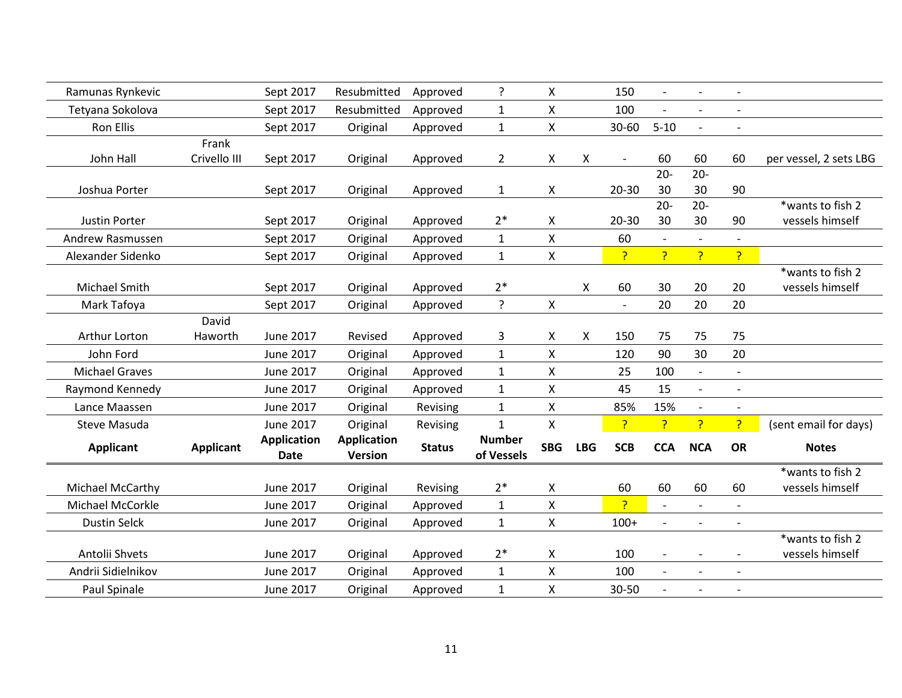| Applicant | Applicant | Application Date | Application Version | Status | Number of Vessels | SBG | LBG | SCB | CCA | NCA | OR | Notes |
|---|---|---|---|---|---|---|---|---|---|---|---|---|
| Ramunas Rynkevic | | Sept 2017 | Resubmitted | Approved | ? | X | | 150 | - | - | - | |
| Tetyana Sokolova | | Sept 2017 | Resubmitted | Approved | 1 | X | | 100 | - | - | - | |
| Ron Ellis | | Sept 2017 | Original | Approved | 1 | X | | 30-60 | 5-10 | - | - | |
| John Hall | Frank Crivello III | Sept 2017 | Original | Approved | 2 | X | X | - | 60 | 60 | 60 | per vessel, 2 sets LBG |
| Joshua Porter | | Sept 2017 | Original | Approved | 1 | X | | 20-30 | 20-30 | 20-30 | 90 | |
| Justin Porter | | Sept 2017 | Original | Approved | 2* | X | | 20-30 | 20-30 | 20-30 | 90 | *wants to fish 2 vessels himself |
| Andrew Rasmussen | | Sept 2017 | Original | Approved | 1 | X | | 60 | - | - | - | |
| Alexander Sidenko | | Sept 2017 | Original | Approved | 1 | X | | ? | ? | ? | ? | |
| Michael Smith | | Sept 2017 | Original | Approved | 2* | | X | 60 | 30 | 20 | 20 | *wants to fish 2 vessels himself |
| Mark Tafoya | | Sept 2017 | Original | Approved | ? | X | | - | 20 | 20 | 20 | |
| Arthur Lorton | David Haworth | June 2017 | Revised | Approved | 3 | X | X | 150 | 75 | 75 | 75 | |
| John Ford | | June 2017 | Original | Approved | 1 | X | | 120 | 90 | 30 | 20 | |
| Michael Graves | | June 2017 | Original | Approved | 1 | X | | 25 | 100 | - | - | |
| Raymond Kennedy | | June 2017 | Original | Approved | 1 | X | | 45 | 15 | - | - | |
| Lance Maassen | | June 2017 | Original | Revising | 1 | X | | 85% | 15% | - | - | |
| Steve Masuda | | June 2017 | Original | Revising | 1 | X | | ? | ? | ? | ? | (sent email for days) |
| Michael McCarthy | | June 2017 | Original | Revising | 2* | X | | 60 | 60 | 60 | 60 | *wants to fish 2 vessels himself |
| Michael McCorkle | | June 2017 | Original | Approved | 1 | X | | ? | - | - | - | |
| Dustin Selck | | June 2017 | Original | Approved | 1 | X | | 100+ | - | - | - | |
| Antolii Shvets | | June 2017 | Original | Approved | 2* | X | | 100 | - | - | - | *wants to fish 2 vessels himself |
| Andrii Sidielnikov | | June 2017 | Original | Approved | 1 | X | | 100 | - | - | - | |
| Paul Spinale | | June 2017 | Original | Approved | 1 | X | | 30-50 | - | - | - | |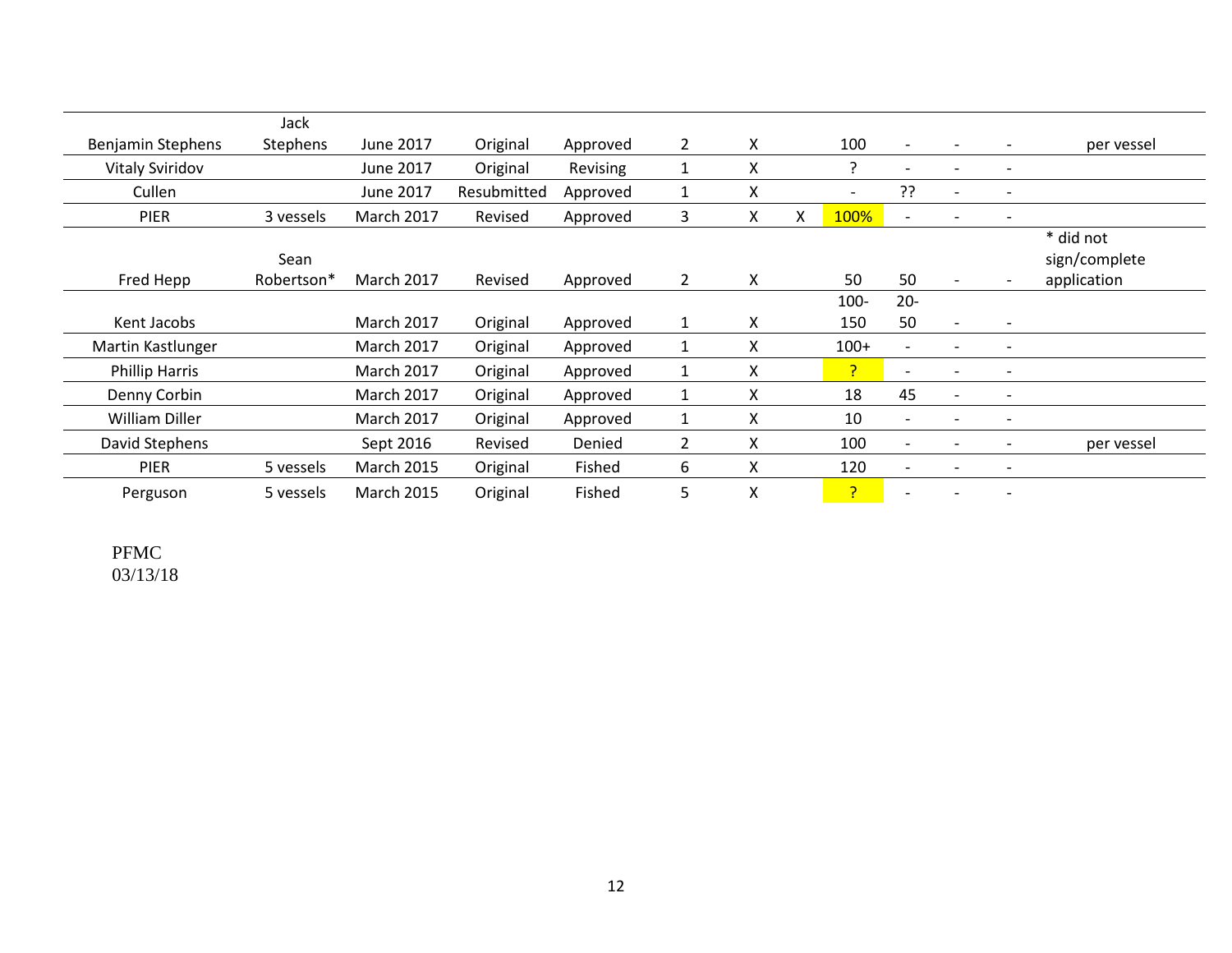| | | | | | | | | | | | | |
|---|---|---|---|---|---|---|---|---|---|---|---|---|
| Benjamin Stephens | Jack Stephens | June 2017 | Original | Approved | 2 | X | | 100 | - | - | - | per vessel |
| Vitaly Sviridov | | June 2017 | Original | Revising | 1 | X | | ? | - | - | - | |
| Cullen | | June 2017 | Resubmitted | Approved | 1 | X | | - | ?? | - | - | |
| PIER | 3 vessels | March 2017 | Revised | Approved | 3 | X | X | 100% | - | - | - | |
| Fred Hepp | Sean Robertson* | March 2017 | Revised | Approved | 2 | X | | 50 | 50 | - | - | * did not sign/complete application |
| Kent Jacobs | | March 2017 | Original | Approved | 1 | X | | 100-150 | 20-50 | - | - | |
| Martin Kastlunger | | March 2017 | Original | Approved | 1 | X | | 100+ | - | - | - | |
| Phillip Harris | | March 2017 | Original | Approved | 1 | X | | ? | - | - | - | |
| Denny Corbin | | March 2017 | Original | Approved | 1 | X | | 18 | 45 | - | - | |
| William Diller | | March 2017 | Original | Approved | 1 | X | | 10 | - | - | - | |
| David Stephens | | Sept 2016 | Revised | Denied | 2 | X | | 100 | - | - | - | per vessel |
| PIER | 5 vessels | March 2015 | Original | Fished | 6 | X | | 120 | - | - | - | |
| Perguson | 5 vessels | March 2015 | Original | Fished | 5 | X | | ? | - | - | - | |

PFMC
03/13/18